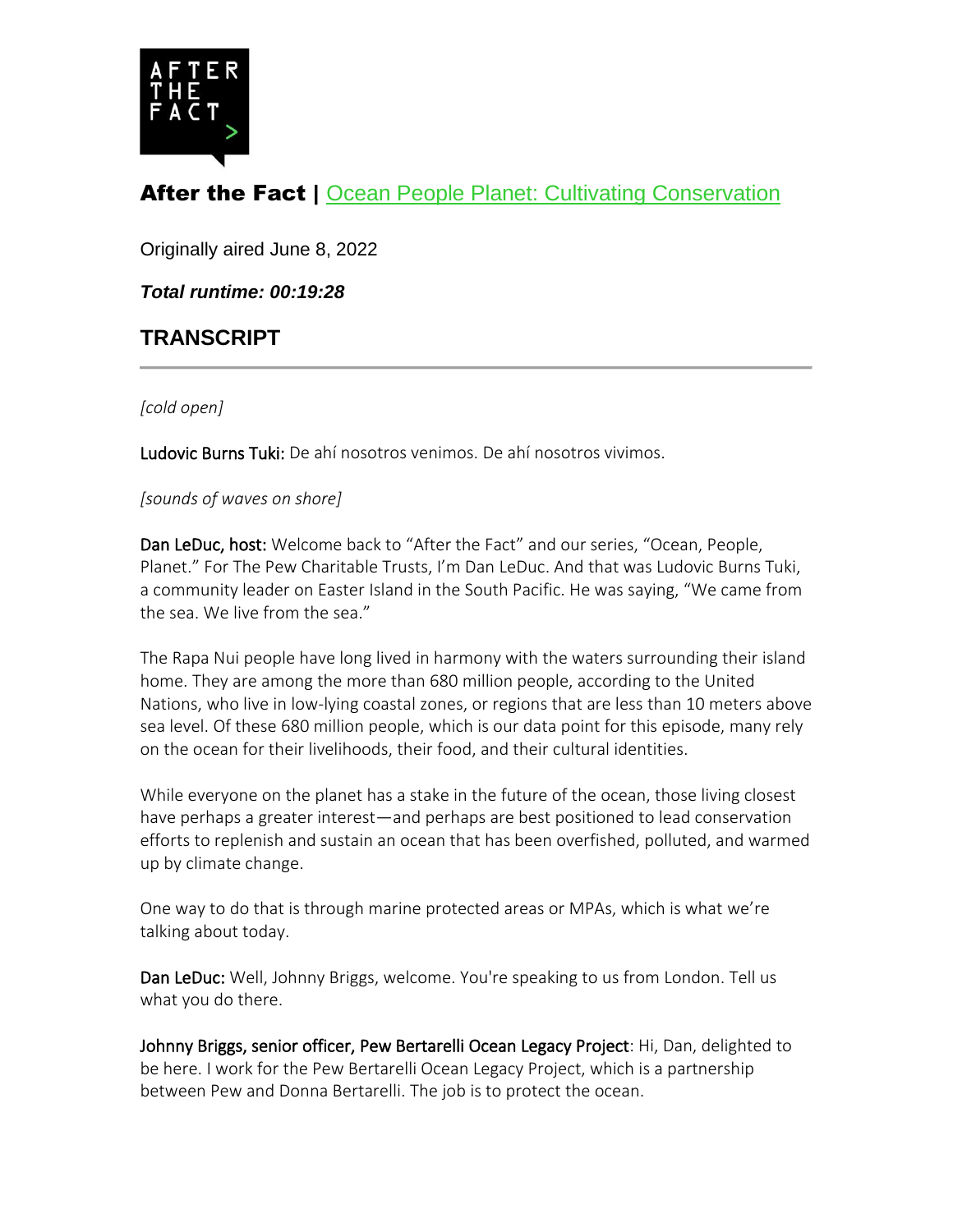# After the Fact | [Ocean People Planet: Cultivating Conservation]()

Originally aired June 8, 2022

***Total runtime: 00:19:28***

## TRANSCRIPT

---

*[cold open]*

**Ludovic Burns Tuki:** De ahí nosotros venimos. De ahí nosotros vivimos.

*[sounds of waves on shore]*

**Dan LeDuc, host:** Welcome back to "After the Fact" and our series, "Ocean, People, Planet." For The Pew Charitable Trusts, I'm Dan LeDuc. And that was Ludovic Burns Tuki, a community leader on Easter Island in the South Pacific. He was saying, "We came from the sea. We live from the sea."

The Rapa Nui people have long lived in harmony with the waters surrounding their island home. They are among the more than 680 million people, according to the United Nations, who live in low-lying coastal zones, or regions that are less than 10 meters above sea level. Of these 680 million people, which is our data point for this episode, many rely on the ocean for their livelihoods, their food, and their cultural identities.

While everyone on the planet has a stake in the future of the ocean, those living closest have perhaps a greater interest—and perhaps are best positioned to lead conservation efforts to replenish and sustain an ocean that has been overfished, polluted, and warmed up by climate change.

One way to do that is through marine protected areas or MPAs, which is what we're talking about today.

**Dan LeDuc:** Well, Johnny Briggs, welcome. You're speaking to us from London. Tell us what you do there.

**Johnny Briggs, senior officer, Pew Bertarelli Ocean Legacy Project**: Hi, Dan, delighted to be here. I work for the Pew Bertarelli Ocean Legacy Project, which is a partnership between Pew and Donna Bertarelli. The job is to protect the ocean.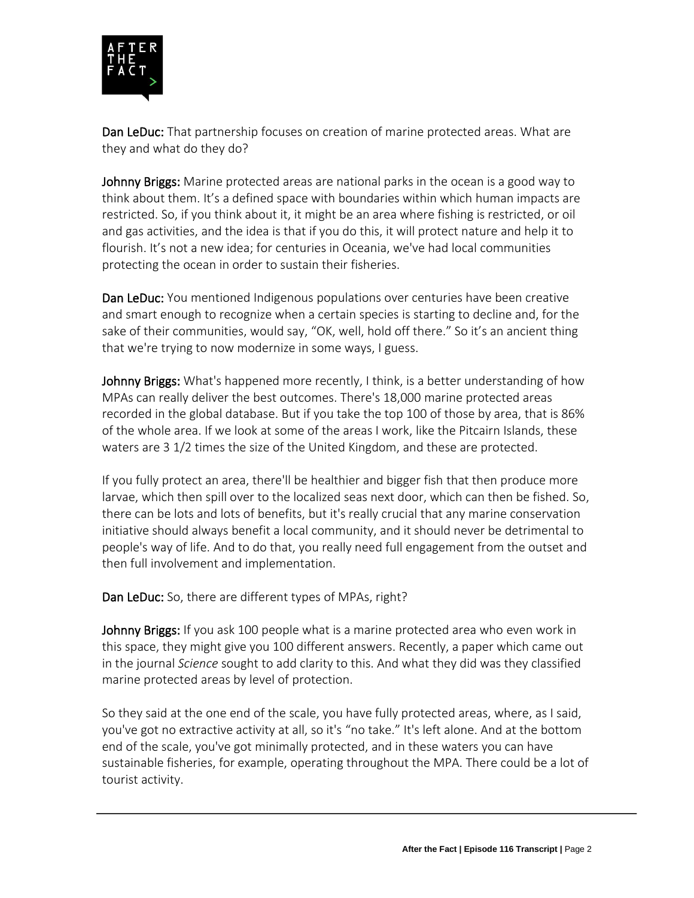**Dan LeDuc:** That partnership focuses on creation of marine protected areas. What are they and what do they do?

**Johnny Briggs:** Marine protected areas are national parks in the ocean is a good way to think about them. It's a defined space with boundaries within which human impacts are restricted. So, if you think about it, it might be an area where fishing is restricted, or oil and gas activities, and the idea is that if you do this, it will protect nature and help it to flourish. It's not a new idea; for centuries in Oceania, we've had local communities protecting the ocean in order to sustain their fisheries.

**Dan LeDuc:** You mentioned Indigenous populations over centuries have been creative and smart enough to recognize when a certain species is starting to decline and, for the sake of their communities, would say, "OK, well, hold off there." So it's an ancient thing that we're trying to now modernize in some ways, I guess.

**Johnny Briggs:** What's happened more recently, I think, is a better understanding of how MPAs can really deliver the best outcomes. There's 18,000 marine protected areas recorded in the global database. But if you take the top 100 of those by area, that is 86% of the whole area. If we look at some of the areas I work, like the Pitcairn Islands, these waters are 3 1/2 times the size of the United Kingdom, and these are protected.

If you fully protect an area, there'll be healthier and bigger fish that then produce more larvae, which then spill over to the localized seas next door, which can then be fished. So, there can be lots and lots of benefits, but it's really crucial that any marine conservation initiative should always benefit a local community, and it should never be detrimental to people's way of life. And to do that, you really need full engagement from the outset and then full involvement and implementation.

**Dan LeDuc:** So, there are different types of MPAs, right?

**Johnny Briggs:** If you ask 100 people what is a marine protected area who even work in this space, they might give you 100 different answers. Recently, a paper which came out in the journal *Science* sought to add clarity to this. And what they did was they classified marine protected areas by level of protection.

So they said at the one end of the scale, you have fully protected areas, where, as I said, you've got no extractive activity at all, so it's "no take." It's left alone. And at the bottom end of the scale, you've got minimally protected, and in these waters you can have sustainable fisheries, for example, operating throughout the MPA. There could be a lot of tourist activity.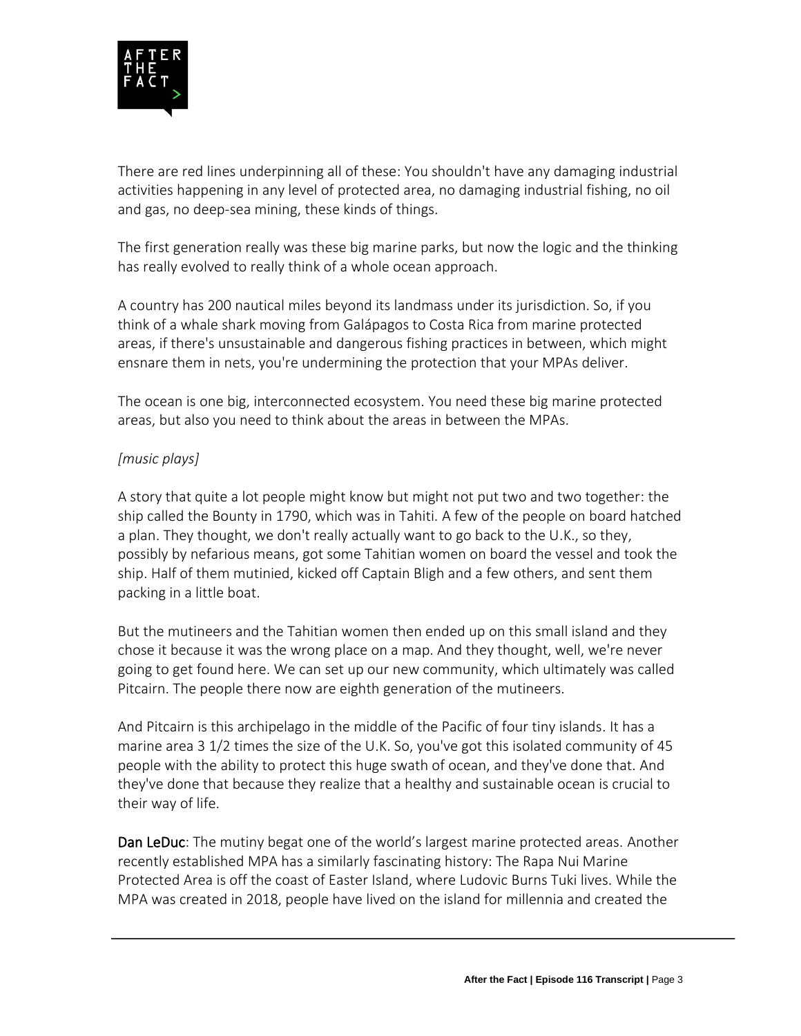There are red lines underpinning all of these: You shouldn't have any damaging industrial activities happening in any level of protected area, no damaging industrial fishing, no oil and gas, no deep-sea mining, these kinds of things.

The first generation really was these big marine parks, but now the logic and the thinking has really evolved to really think of a whole ocean approach.

A country has 200 nautical miles beyond its landmass under its jurisdiction. So, if you think of a whale shark moving from Galápagos to Costa Rica from marine protected areas, if there's unsustainable and dangerous fishing practices in between, which might ensnare them in nets, you're undermining the protection that your MPAs deliver.

The ocean is one big, interconnected ecosystem. You need these big marine protected areas, but also you need to think about the areas in between the MPAs.

*[music plays]*

A story that quite a lot people might know but might not put two and two together: the ship called the Bounty in 1790, which was in Tahiti. A few of the people on board hatched a plan. They thought, we don't really actually want to go back to the U.K., so they, possibly by nefarious means, got some Tahitian women on board the vessel and took the ship. Half of them mutinied, kicked off Captain Bligh and a few others, and sent them packing in a little boat.

But the mutineers and the Tahitian women then ended up on this small island and they chose it because it was the wrong place on a map. And they thought, well, we're never going to get found here. We can set up our new community, which ultimately was called Pitcairn. The people there now are eighth generation of the mutineers.

And Pitcairn is this archipelago in the middle of the Pacific of four tiny islands. It has a marine area 3 1/2 times the size of the U.K. So, you've got this isolated community of 45 people with the ability to protect this huge swath of ocean, and they've done that. And they've done that because they realize that a healthy and sustainable ocean is crucial to their way of life.

**Dan LeDuc**: The mutiny begat one of the world's largest marine protected areas. Another recently established MPA has a similarly fascinating history: The Rapa Nui Marine Protected Area is off the coast of Easter Island, where Ludovic Burns Tuki lives. While the MPA was created in 2018, people have lived on the island for millennia and created the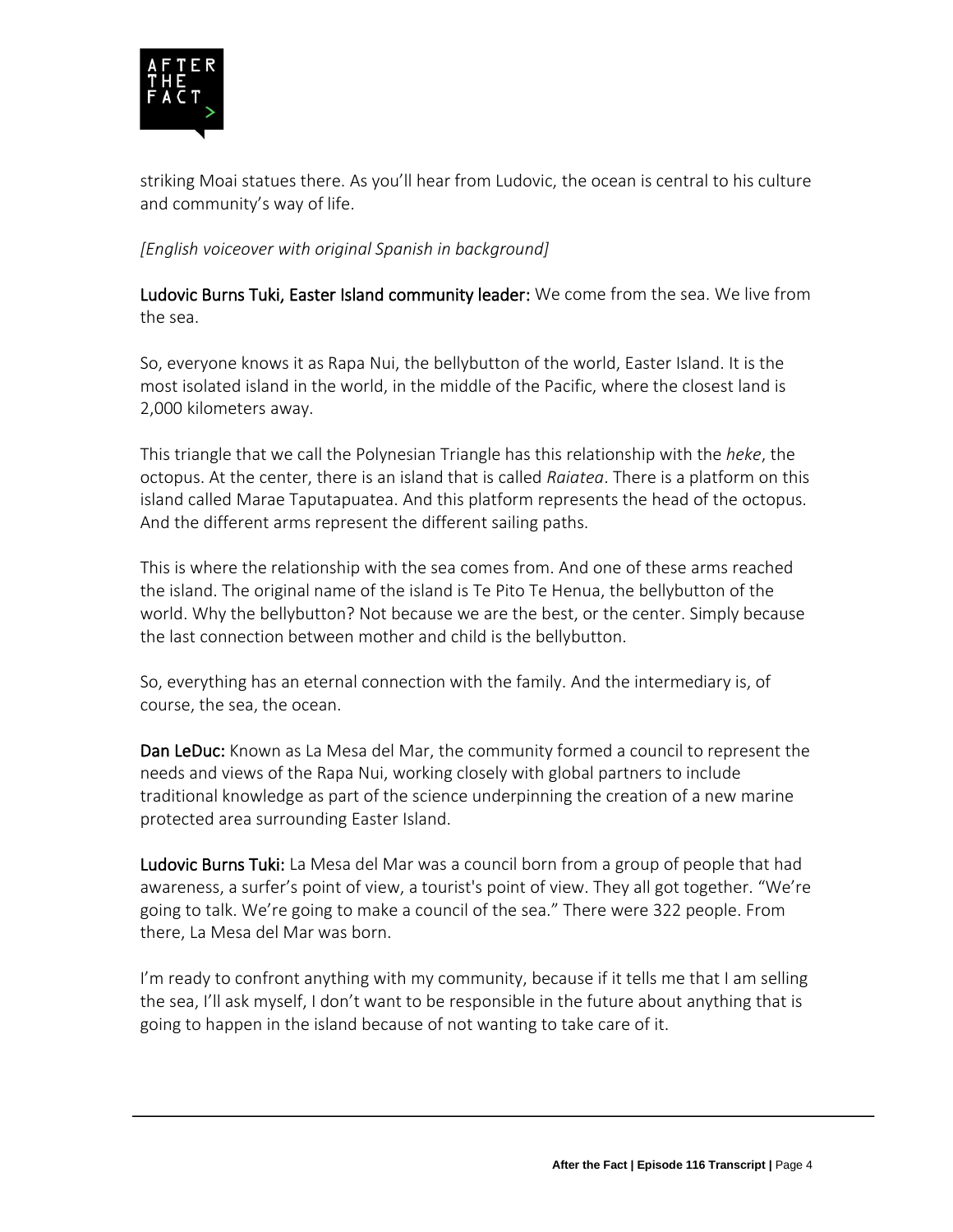striking Moai statues there. As you'll hear from Ludovic, the ocean is central to his culture and community's way of life.

*[English voiceover with original Spanish in background]*

**Ludovic Burns Tuki, Easter Island community leader:** We come from the sea. We live from the sea.

So, everyone knows it as Rapa Nui, the bellybutton of the world, Easter Island. It is the most isolated island in the world, in the middle of the Pacific, where the closest land is 2,000 kilometers away.

This triangle that we call the Polynesian Triangle has this relationship with the *heke*, the octopus. At the center, there is an island that is called *Raiatea*. There is a platform on this island called Marae Taputapuatea. And this platform represents the head of the octopus. And the different arms represent the different sailing paths.

This is where the relationship with the sea comes from. And one of these arms reached the island. The original name of the island is Te Pito Te Henua, the bellybutton of the world. Why the bellybutton? Not because we are the best, or the center. Simply because the last connection between mother and child is the bellybutton.

So, everything has an eternal connection with the family. And the intermediary is, of course, the sea, the ocean.

**Dan LeDuc:** Known as La Mesa del Mar, the community formed a council to represent the needs and views of the Rapa Nui, working closely with global partners to include traditional knowledge as part of the science underpinning the creation of a new marine protected area surrounding Easter Island.

**Ludovic Burns Tuki:** La Mesa del Mar was a council born from a group of people that had awareness, a surfer's point of view, a tourist's point of view. They all got together. "We're going to talk. We're going to make a council of the sea." There were 322 people. From there, La Mesa del Mar was born.

I'm ready to confront anything with my community, because if it tells me that I am selling the sea, I'll ask myself, I don't want to be responsible in the future about anything that is going to happen in the island because of not wanting to take care of it.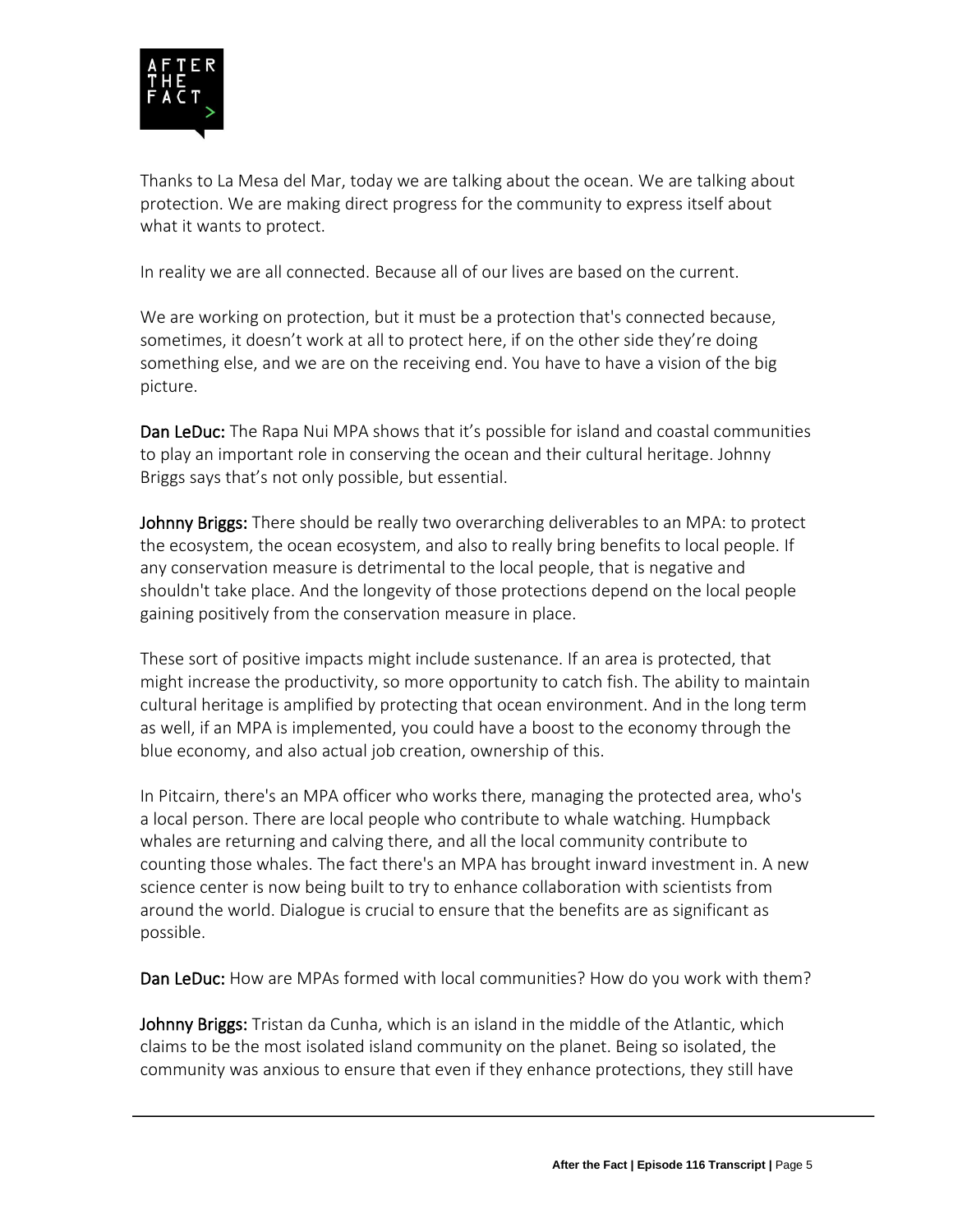Thanks to La Mesa del Mar, today we are talking about the ocean. We are talking about protection. We are making direct progress for the community to express itself about what it wants to protect.

In reality we are all connected. Because all of our lives are based on the current.

We are working on protection, but it must be a protection that's connected because, sometimes, it doesn't work at all to protect here, if on the other side they're doing something else, and we are on the receiving end. You have to have a vision of the big picture.

**Dan LeDuc:** The Rapa Nui MPA shows that it's possible for island and coastal communities to play an important role in conserving the ocean and their cultural heritage. Johnny Briggs says that's not only possible, but essential.

**Johnny Briggs:** There should be really two overarching deliverables to an MPA: to protect the ecosystem, the ocean ecosystem, and also to really bring benefits to local people. If any conservation measure is detrimental to the local people, that is negative and shouldn't take place. And the longevity of those protections depend on the local people gaining positively from the conservation measure in place.

These sort of positive impacts might include sustenance. If an area is protected, that might increase the productivity, so more opportunity to catch fish. The ability to maintain cultural heritage is amplified by protecting that ocean environment. And in the long term as well, if an MPA is implemented, you could have a boost to the economy through the blue economy, and also actual job creation, ownership of this.

In Pitcairn, there's an MPA officer who works there, managing the protected area, who's a local person. There are local people who contribute to whale watching. Humpback whales are returning and calving there, and all the local community contribute to counting those whales. The fact there's an MPA has brought inward investment in. A new science center is now being built to try to enhance collaboration with scientists from around the world. Dialogue is crucial to ensure that the benefits are as significant as possible.

**Dan LeDuc:** How are MPAs formed with local communities? How do you work with them?

**Johnny Briggs:** Tristan da Cunha, which is an island in the middle of the Atlantic, which claims to be the most isolated island community on the planet. Being so isolated, the community was anxious to ensure that even if they enhance protections, they still have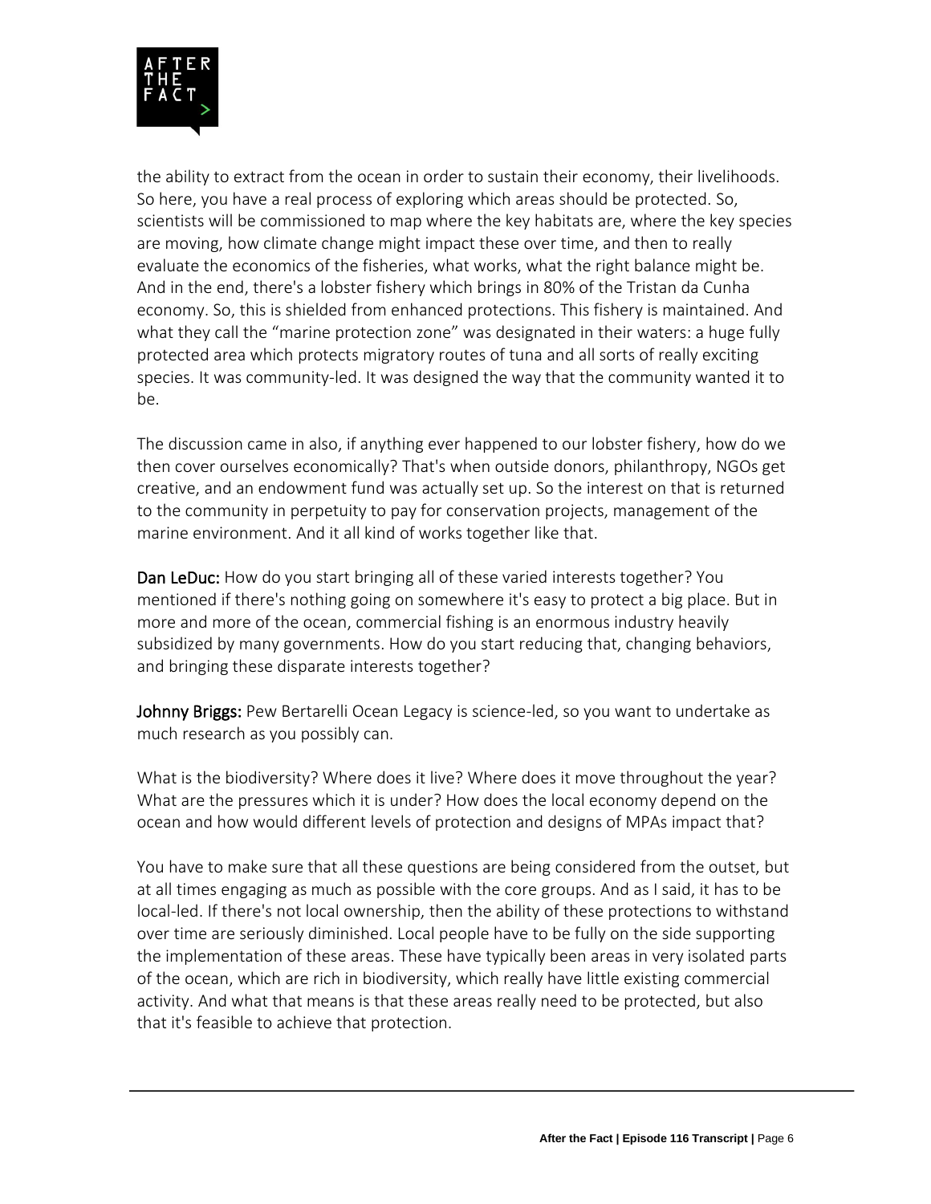the ability to extract from the ocean in order to sustain their economy, their livelihoods. So here, you have a real process of exploring which areas should be protected. So, scientists will be commissioned to map where the key habitats are, where the key species are moving, how climate change might impact these over time, and then to really evaluate the economics of the fisheries, what works, what the right balance might be. And in the end, there's a lobster fishery which brings in 80% of the Tristan da Cunha economy. So, this is shielded from enhanced protections. This fishery is maintained. And what they call the "marine protection zone" was designated in their waters: a huge fully protected area which protects migratory routes of tuna and all sorts of really exciting species. It was community-led. It was designed the way that the community wanted it to be.

The discussion came in also, if anything ever happened to our lobster fishery, how do we then cover ourselves economically? That's when outside donors, philanthropy, NGOs get creative, and an endowment fund was actually set up. So the interest on that is returned to the community in perpetuity to pay for conservation projects, management of the marine environment. And it all kind of works together like that.

**Dan LeDuc:** How do you start bringing all of these varied interests together? You mentioned if there's nothing going on somewhere it's easy to protect a big place. But in more and more of the ocean, commercial fishing is an enormous industry heavily subsidized by many governments. How do you start reducing that, changing behaviors, and bringing these disparate interests together?

**Johnny Briggs:** Pew Bertarelli Ocean Legacy is science-led, so you want to undertake as much research as you possibly can.

What is the biodiversity? Where does it live? Where does it move throughout the year? What are the pressures which it is under? How does the local economy depend on the ocean and how would different levels of protection and designs of MPAs impact that?

You have to make sure that all these questions are being considered from the outset, but at all times engaging as much as possible with the core groups. And as I said, it has to be local-led. If there's not local ownership, then the ability of these protections to withstand over time are seriously diminished. Local people have to be fully on the side supporting the implementation of these areas. These have typically been areas in very isolated parts of the ocean, which are rich in biodiversity, which really have little existing commercial activity. And what that means is that these areas really need to be protected, but also that it's feasible to achieve that protection.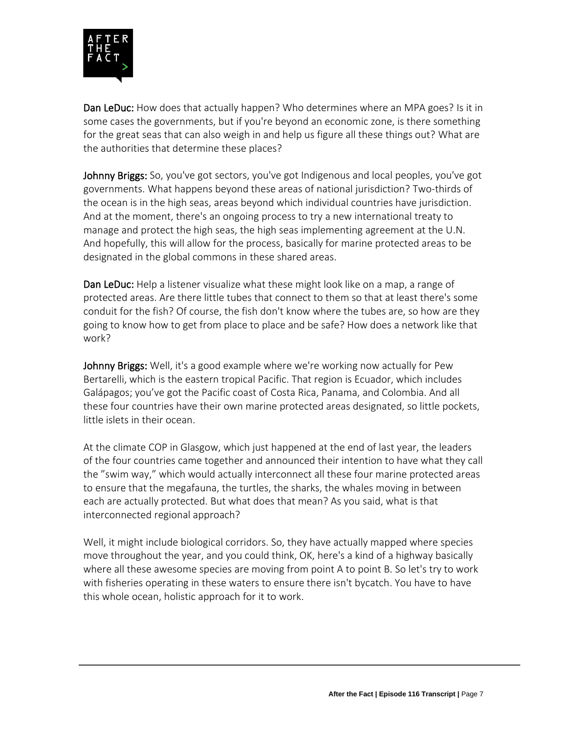**Dan LeDuc:** How does that actually happen? Who determines where an MPA goes? Is it in some cases the governments, but if you're beyond an economic zone, is there something for the great seas that can also weigh in and help us figure all these things out? What are the authorities that determine these places?

**Johnny Briggs:** So, you've got sectors, you've got Indigenous and local peoples, you've got governments. What happens beyond these areas of national jurisdiction? Two-thirds of the ocean is in the high seas, areas beyond which individual countries have jurisdiction. And at the moment, there's an ongoing process to try a new international treaty to manage and protect the high seas, the high seas implementing agreement at the U.N. And hopefully, this will allow for the process, basically for marine protected areas to be designated in the global commons in these shared areas.

**Dan LeDuc:** Help a listener visualize what these might look like on a map, a range of protected areas. Are there little tubes that connect to them so that at least there's some conduit for the fish? Of course, the fish don't know where the tubes are, so how are they going to know how to get from place to place and be safe? How does a network like that work?

**Johnny Briggs:** Well, it's a good example where we're working now actually for Pew Bertarelli, which is the eastern tropical Pacific. That region is Ecuador, which includes Galápagos; you've got the Pacific coast of Costa Rica, Panama, and Colombia. And all these four countries have their own marine protected areas designated, so little pockets, little islets in their ocean.

At the climate COP in Glasgow, which just happened at the end of last year, the leaders of the four countries came together and announced their intention to have what they call the "swim way," which would actually interconnect all these four marine protected areas to ensure that the megafauna, the turtles, the sharks, the whales moving in between each are actually protected. But what does that mean? As you said, what is that interconnected regional approach?

Well, it might include biological corridors. So, they have actually mapped where species move throughout the year, and you could think, OK, here's a kind of a highway basically where all these awesome species are moving from point A to point B. So let's try to work with fisheries operating in these waters to ensure there isn't bycatch. You have to have this whole ocean, holistic approach for it to work.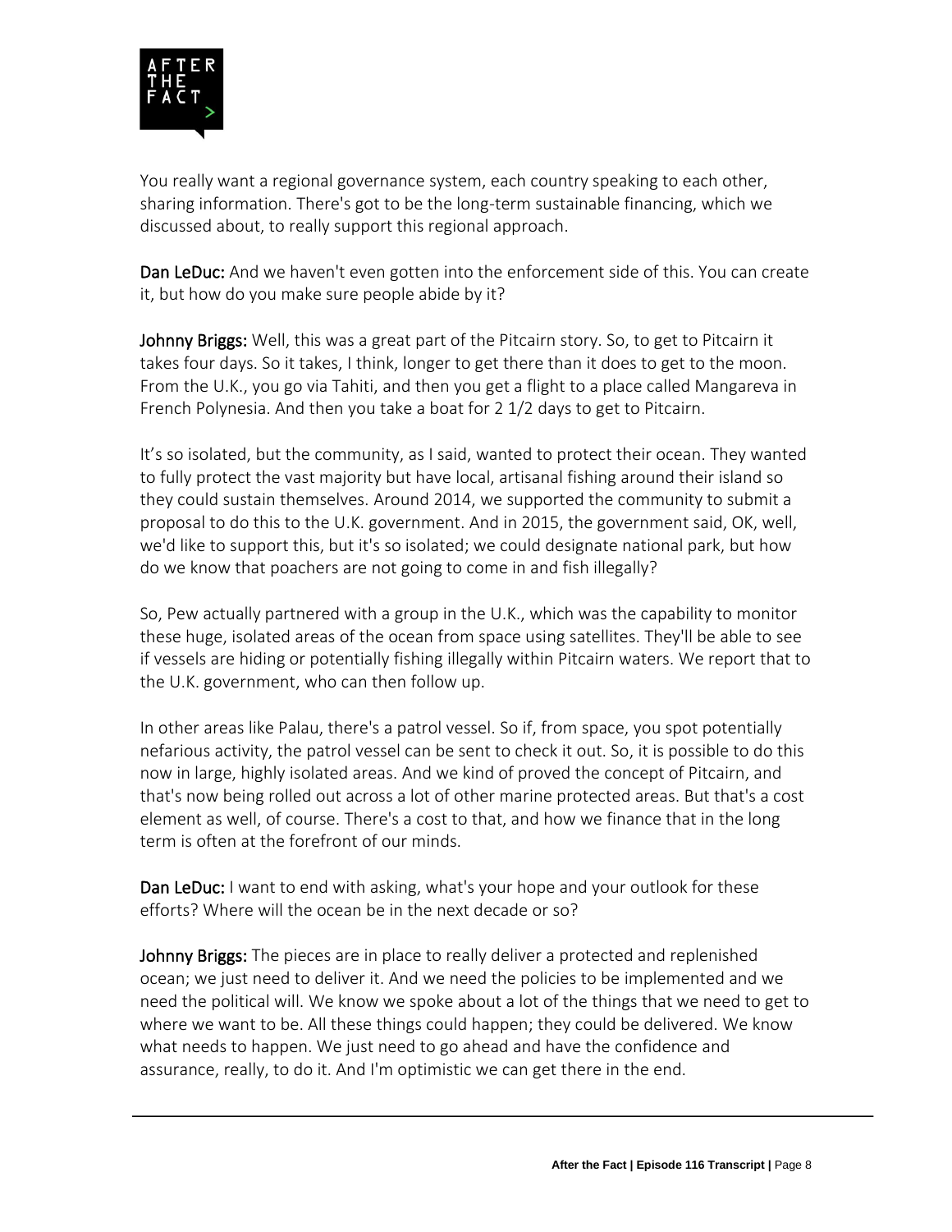You really want a regional governance system, each country speaking to each other, sharing information. There's got to be the long-term sustainable financing, which we discussed about, to really support this regional approach.

**Dan LeDuc:** And we haven't even gotten into the enforcement side of this. You can create it, but how do you make sure people abide by it?

**Johnny Briggs:** Well, this was a great part of the Pitcairn story. So, to get to Pitcairn it takes four days. So it takes, I think, longer to get there than it does to get to the moon. From the U.K., you go via Tahiti, and then you get a flight to a place called Mangareva in French Polynesia. And then you take a boat for 2 1/2 days to get to Pitcairn.

It's so isolated, but the community, as I said, wanted to protect their ocean. They wanted to fully protect the vast majority but have local, artisanal fishing around their island so they could sustain themselves. Around 2014, we supported the community to submit a proposal to do this to the U.K. government. And in 2015, the government said, OK, well, we'd like to support this, but it's so isolated; we could designate national park, but how do we know that poachers are not going to come in and fish illegally?

So, Pew actually partnered with a group in the U.K., which was the capability to monitor these huge, isolated areas of the ocean from space using satellites. They'll be able to see if vessels are hiding or potentially fishing illegally within Pitcairn waters. We report that to the U.K. government, who can then follow up.

In other areas like Palau, there's a patrol vessel. So if, from space, you spot potentially nefarious activity, the patrol vessel can be sent to check it out. So, it is possible to do this now in large, highly isolated areas. And we kind of proved the concept of Pitcairn, and that's now being rolled out across a lot of other marine protected areas. But that's a cost element as well, of course. There's a cost to that, and how we finance that in the long term is often at the forefront of our minds.

**Dan LeDuc:** I want to end with asking, what's your hope and your outlook for these efforts? Where will the ocean be in the next decade or so?

**Johnny Briggs:** The pieces are in place to really deliver a protected and replenished ocean; we just need to deliver it. And we need the policies to be implemented and we need the political will. We know we spoke about a lot of the things that we need to get to where we want to be. All these things could happen; they could be delivered. We know what needs to happen. We just need to go ahead and have the confidence and assurance, really, to do it. And I'm optimistic we can get there in the end.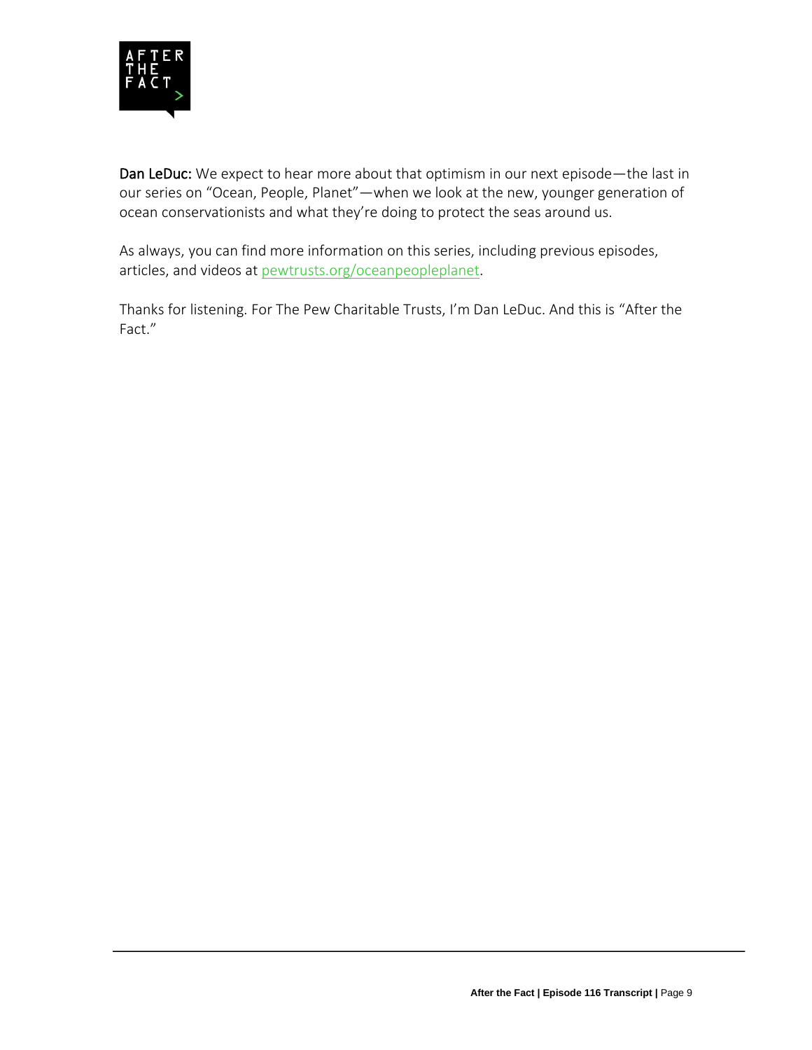**Dan LeDuc:** We expect to hear more about that optimism in our next episode—the last in our series on "Ocean, People, Planet"—when we look at the new, younger generation of ocean conservationists and what they're doing to protect the seas around us.

As always, you can find more information on this series, including previous episodes, articles, and videos at pewtrusts.org/oceanpeopleplanet.

Thanks for listening. For The Pew Charitable Trusts, I'm Dan LeDuc. And this is "After the Fact."